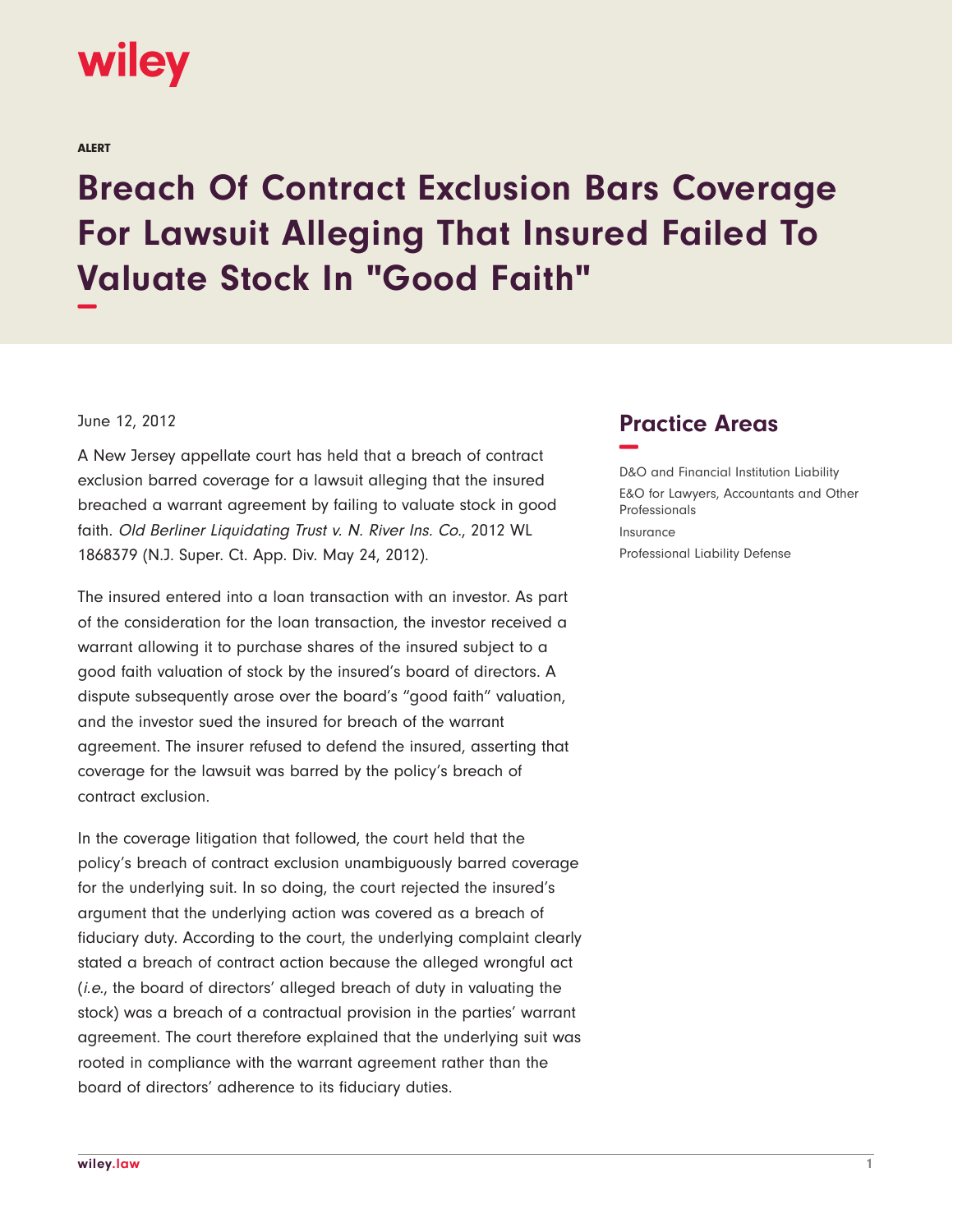wiley

ALERT

# Breach Of Contract Exclusion Bars Coverage For Lawsuit Alleging That Insured Failed To Valuate Stock In "Good Faith"

June 12, 2012

A New Jersey appellate court has held that a breach of contract exclusion barred coverage for a lawsuit alleging that the insured breached a warrant agreement by failing to valuate stock in good faith. *Old Berliner Liquidating Trust v. N. River Ins. Co.*, 2012 WL 1868379 (N.J. Super. Ct. App. Div. May 24, 2012).

The insured entered into a loan transaction with an investor. As part of the consideration for the loan transaction, the investor received a warrant allowing it to purchase shares of the insured subject to a good faith valuation of stock by the insured's board of directors. A dispute subsequently arose over the board's "good faith" valuation, and the investor sued the insured for breach of the warrant agreement. The insurer refused to defend the insured, asserting that coverage for the lawsuit was barred by the policy's breach of contract exclusion.

In the coverage litigation that followed, the court held that the policy's breach of contract exclusion unambiguously barred coverage for the underlying suit. In so doing, the court rejected the insured's argument that the underlying action was covered as a breach of fiduciary duty. According to the court, the underlying complaint clearly stated a breach of contract action because the alleged wrongful act (*i.e.*, the board of directors' alleged breach of duty in valuating the stock) was a breach of a contractual provision in the parties' warrant agreement. The court therefore explained that the underlying suit was rooted in compliance with the warrant agreement rather than the board of directors' adherence to its fiduciary duties.

## Practice Areas

D&O and Financial Institution Liability

E&O for Lawyers, Accountants and Other Professionals

Insurance

Professional Liability Defense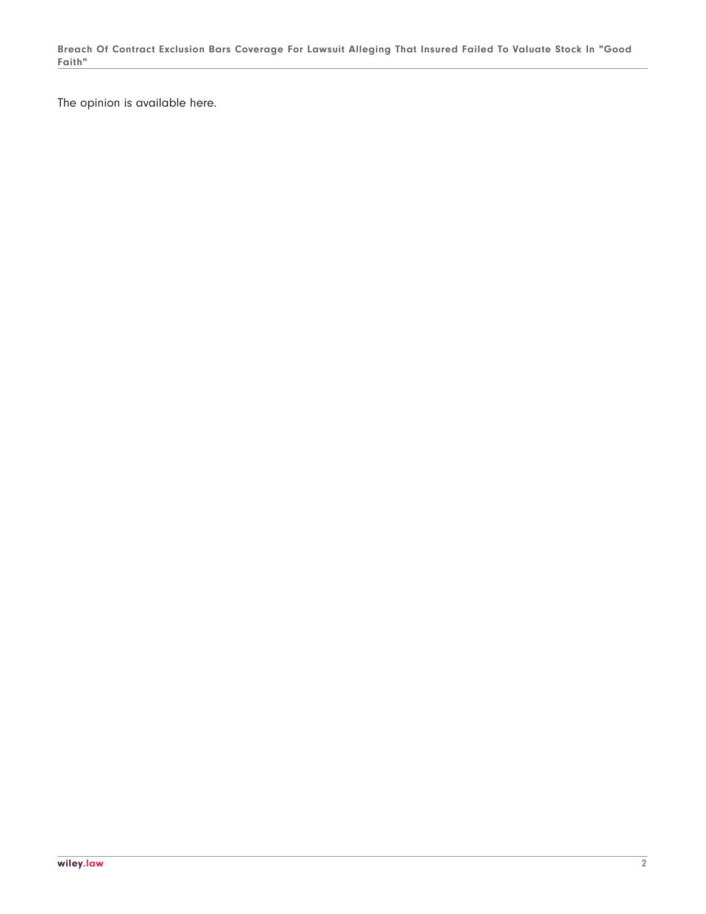The opinion is available here.